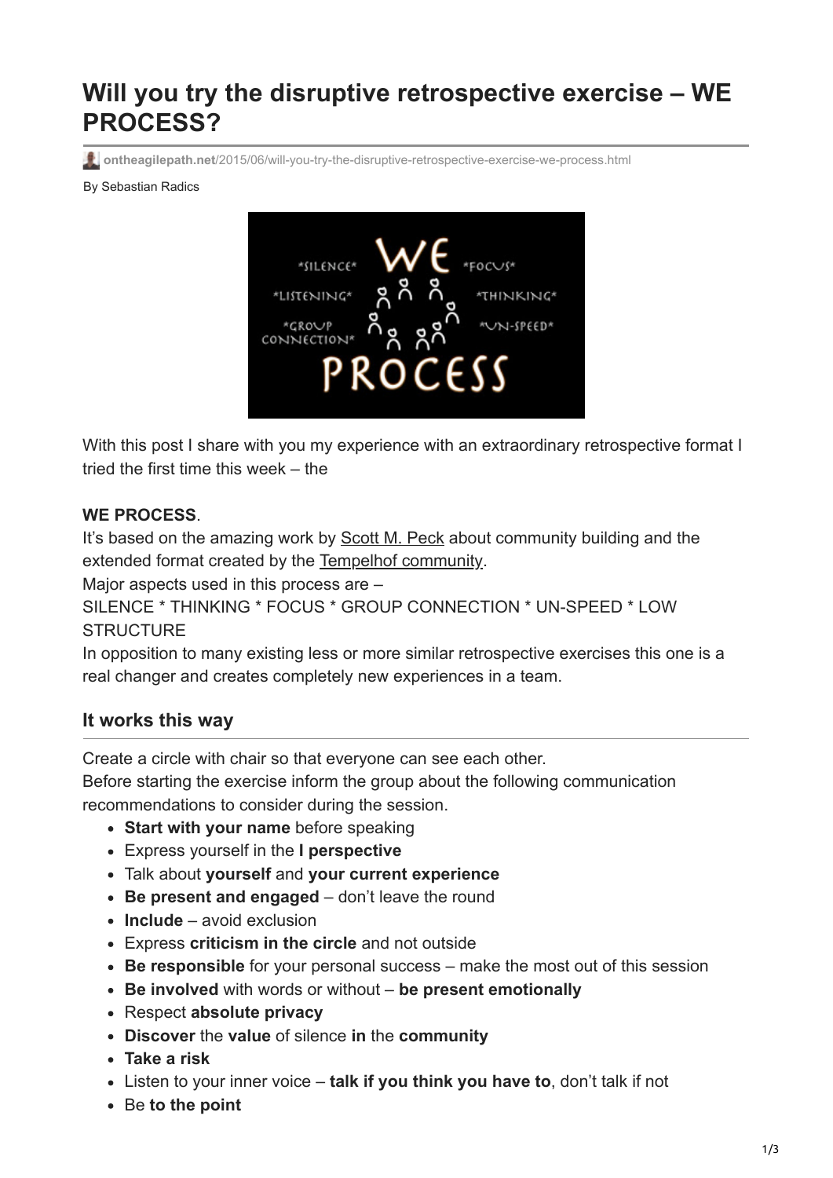# Will you try the disruptive retrospective exercise – WE PROCESS?

ontheagilepath.net/2015/06/will-you-try-the-disruptive-retrospective-exercise-we-process.html

By Sebastian Radics

With this post I share with you my experience with an extraordinary retrospective format I tried the first time this week – the

**WE PROCESS**.

It's based on the amazing work by Scott M. Peck about community building and the extended format created by the Tempelhof community.

Major aspects used in this process are –

SILENCE * THINKING * FOCUS * GROUP CONNECTION * UN-SPEED * LOW STRUCTURE

In opposition to many existing less or more similar retrospective exercises this one is a real changer and creates completely new experiences in a team.

## It works this way

Create a circle with chair so that everyone can see each other.

Before starting the exercise inform the group about the following communication recommendations to consider during the session.

- **Start with your name** before speaking
- Express yourself in the **I perspective**
- Talk about **yourself** and **your current experience**
- **Be present and engaged** – don't leave the round
- **Include** – avoid exclusion
- Express **criticism in the circle** and not outside
- **Be responsible** for your personal success – make the most out of this session
- **Be involved** with words or without – **be present emotionally**
- Respect **absolute privacy**
- **Discover** the **value** of silence **in** the **community**
- **Take a risk**
- Listen to your inner voice – **talk if you think you have to**, don't talk if not
- Be **to the point**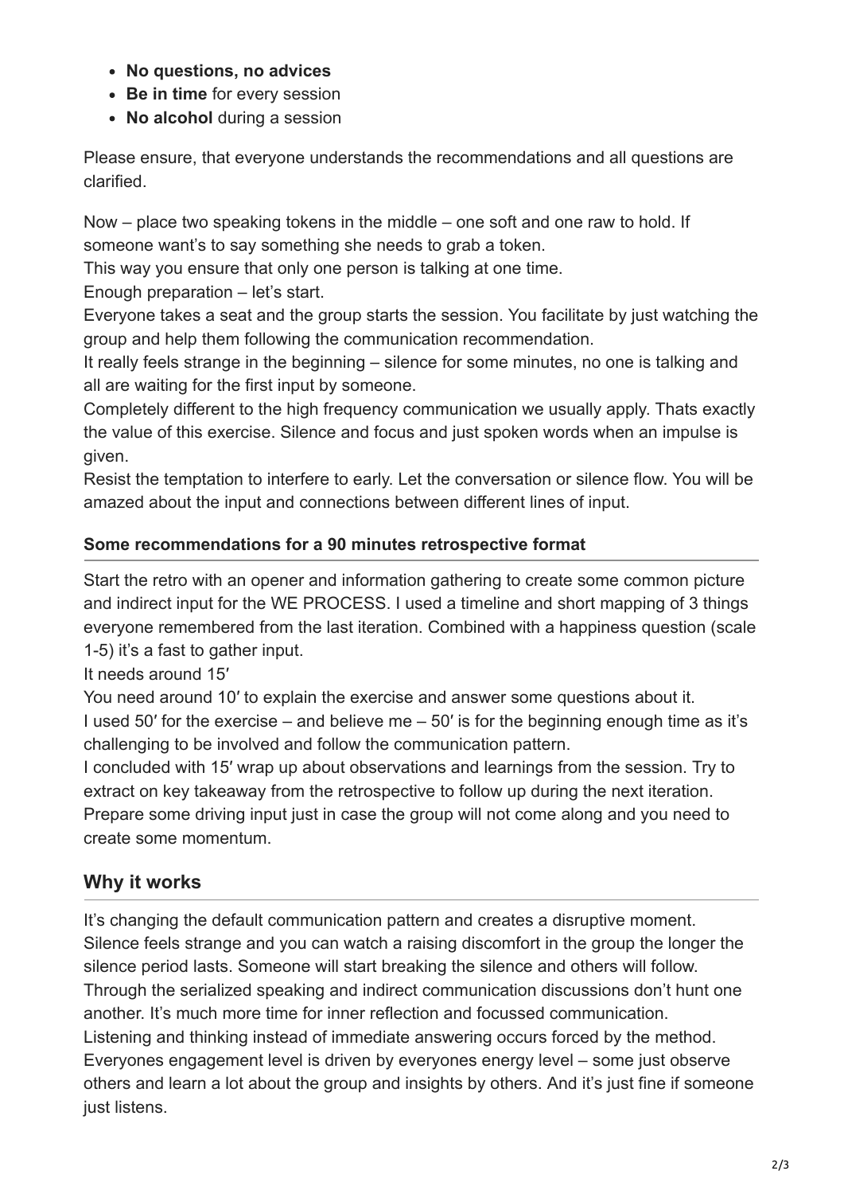- **No questions, no advices**
- **Be in time** for every session
- **No alcohol** during a session

Please ensure, that everyone understands the recommendations and all questions are clarified.

Now – place two speaking tokens in the middle – one soft and one raw to hold. If someone want's to say something she needs to grab a token.
This way you ensure that only one person is talking at one time.
Enough preparation – let's start.
Everyone takes a seat and the group starts the session. You facilitate by just watching the group and help them following the communication recommendation.
It really feels strange in the beginning – silence for some minutes, no one is talking and all are waiting for the first input by someone.
Completely different to the high frequency communication we usually apply. Thats exactly the value of this exercise. Silence and focus and just spoken words when an impulse is given.
Resist the temptation to interfere to early. Let the conversation or silence flow. You will be amazed about the input and connections between different lines of input.

#### Some recommendations for a 90 minutes retrospective format

Start the retro with an opener and information gathering to create some common picture and indirect input for the WE PROCESS. I used a timeline and short mapping of 3 things everyone remembered from the last iteration. Combined with a happiness question (scale 1-5) it's a fast to gather input.
It needs around 15′
You need around 10′ to explain the exercise and answer some questions about it.
I used 50′ for the exercise – and believe me – 50′ is for the beginning enough time as it's challenging to be involved and follow the communication pattern.
I concluded with 15′ wrap up about observations and learnings from the session. Try to extract on key takeaway from the retrospective to follow up during the next iteration.
Prepare some driving input just in case the group will not come along and you need to create some momentum.

## Why it works

It's changing the default communication pattern and creates a disruptive moment.
Silence feels strange and you can watch a raising discomfort in the group the longer the silence period lasts. Someone will start breaking the silence and others will follow.
Through the serialized speaking and indirect communication discussions don't hunt one another. It's much more time for inner reflection and focussed communication.
Listening and thinking instead of immediate answering occurs forced by the method.
Everyones engagement level is driven by everyones energy level – some just observe others and learn a lot about the group and insights by others. And it's just fine if someone just listens.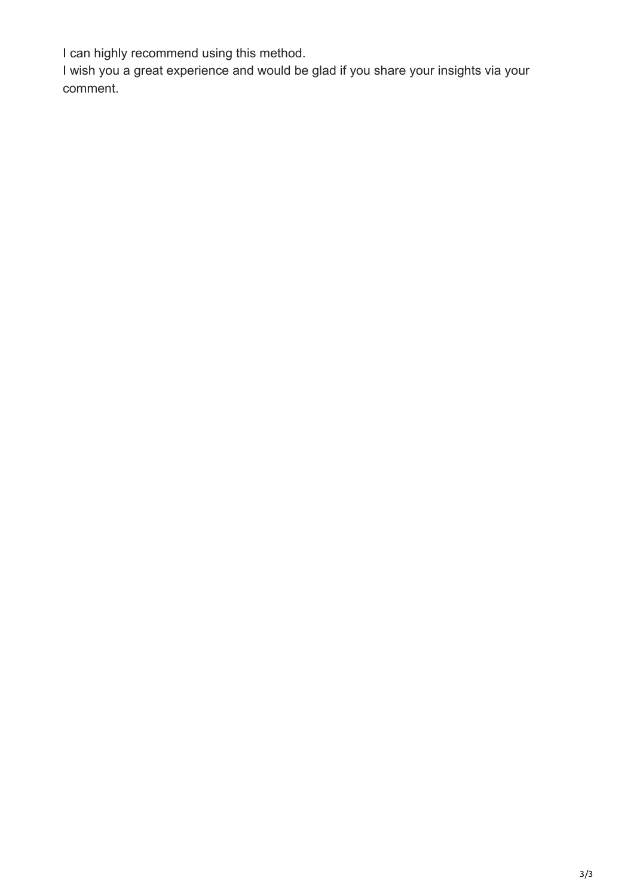I can highly recommend using this method.
I wish you a great experience and would be glad if you share your insights via your comment.